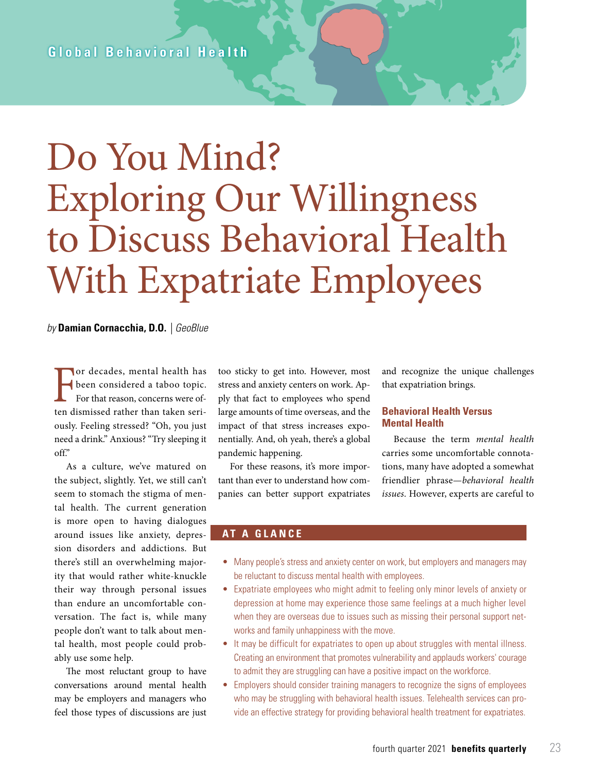Global Behavioral Health

# Do You Mind? Exploring Our Willingness to Discuss Behavioral Health With Expatriate Employees

*by* **Damian Cornacchia, D.O.** | *GeoBlue*

For decades, mental health has been considered a taboo topic. For that reason, concerns were often dismissed rather than taken seriously. Feeling stressed? "Oh, you just need a drink." Anxious? "Try sleeping it off."

As a culture, we've matured on the subject, slightly. Yet, we still can't seem to stomach the stigma of mental health. The current generation is more open to having dialogues around issues like anxiety, depression disorders and addictions. But there's still an overwhelming majority that would rather white-knuckle their way through personal issues than endure an uncomfortable conversation. The fact is, while many people don't want to talk about mental health, most people could probably use some help.

The most reluctant group to have conversations around mental health may be employers and managers who feel those types of discussions are just too sticky to get into. However, most stress and anxiety centers on work. Apply that fact to employees who spend large amounts of time overseas, and the impact of that stress increases exponentially. And, oh yeah, there's a global pandemic happening.

For these reasons, it's more important than ever to understand how companies can better support expatriates and recognize the unique challenges that expatriation brings.

## Behavioral Health Versus Mental Health

Because the term *mental health* carries some uncomfortable connotations, many have adopted a somewhat friendlier phrase—*behavioral health issues*. However, experts are careful to

## AT A GLANCE

- Many people's stress and anxiety center on work, but employers and managers may be reluctant to discuss mental health with employees.
- Expatriate employees who might admit to feeling only minor levels of anxiety or depression at home may experience those same feelings at a much higher level when they are overseas due to issues such as missing their personal support networks and family unhappiness with the move.
- It may be difficult for expatriates to open up about struggles with mental illness. Creating an environment that promotes vulnerability and applauds workers' courage to admit they are struggling can have a positive impact on the workforce.
- Employers should consider training managers to recognize the signs of employees who may be struggling with behavioral health issues. Telehealth services can provide an effective strategy for providing behavioral health treatment for expatriates.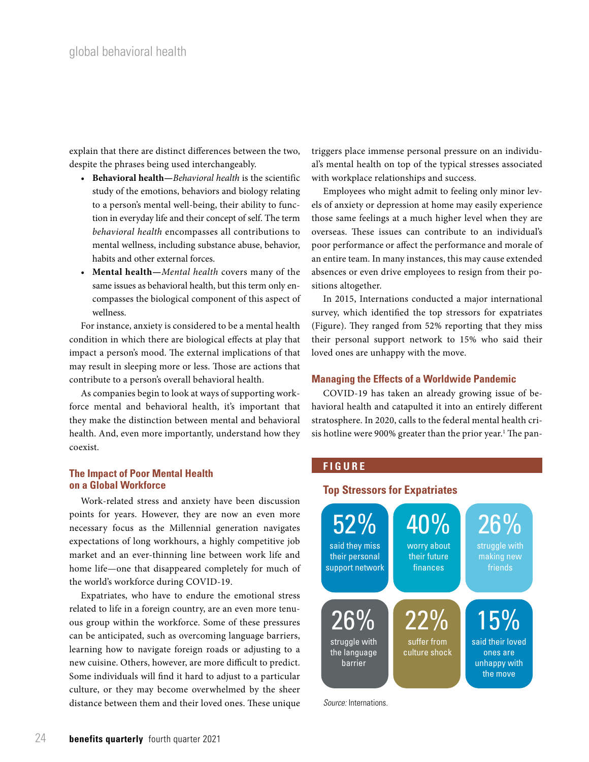explain that there are distinct differences between the two, despite the phrases being used interchangeably.

- **Behavioral health—***Behavioral health* is the scientific study of the emotions, behaviors and biology relating to a person's mental well-being, their ability to function in everyday life and their concept of self. The term *behavioral health* encompasses all contributions to mental wellness, including substance abuse, behavior, habits and other external forces.
- **Mental health—***Mental health* covers many of the same issues as behavioral health, but this term only encompasses the biological component of this aspect of wellness.

For instance, anxiety is considered to be a mental health condition in which there are biological effects at play that impact a person's mood. The external implications of that may result in sleeping more or less. Those are actions that contribute to a person's overall behavioral health.

As companies begin to look at ways of supporting workforce mental and behavioral health, it's important that they make the distinction between mental and behavioral health. And, even more importantly, understand how they coexist.

## The Impact of Poor Mental Health on a Global Workforce

Work-related stress and anxiety have been discussion points for years. However, they are now an even more necessary focus as the Millennial generation navigates expectations of long workhours, a highly competitive job market and an ever-thinning line between work life and home life—one that disappeared completely for much of the world's workforce during COVID-19.

Expatriates, who have to endure the emotional stress related to life in a foreign country, are an even more tenuous group within the workforce. Some of these pressures can be anticipated, such as overcoming language barriers, learning how to navigate foreign roads or adjusting to a new cuisine. Others, however, are more difficult to predict. Some individuals will find it hard to adjust to a particular culture, or they may become overwhelmed by the sheer distance between them and their loved ones. These unique triggers place immense personal pressure on an individual's mental health on top of the typical stresses associated with workplace relationships and success.

Employees who might admit to feeling only minor levels of anxiety or depression at home may easily experience those same feelings at a much higher level when they are overseas. These issues can contribute to an individual's poor performance or affect the performance and morale of an entire team. In many instances, this may cause extended absences or even drive employees to resign from their positions altogether.

In 2015, Internations conducted a major international survey, which identified the top stressors for expatriates (Figure). They ranged from 52% reporting that they miss their personal support network to 15% who said their loved ones are unhappy with the move.

## Managing the Effects of a Worldwide Pandemic

COVID-19 has taken an already growing issue of behavioral health and catapulted it into an entirely different stratosphere. In 2020, calls to the federal mental health crisis hotline were 900% greater than the prior year.[1] The pan-

**FIGURE**

### Top Stressors for Expatriates

- **52%** said they miss their personal support network
- **40%** worry about their future finances
- **26%** struggle with making new friends
- **26%** struggle with the language barrier
- **22%** suffer from culture shock
- **15%** said their loved ones are unhappy with the move

*Source:* Internations.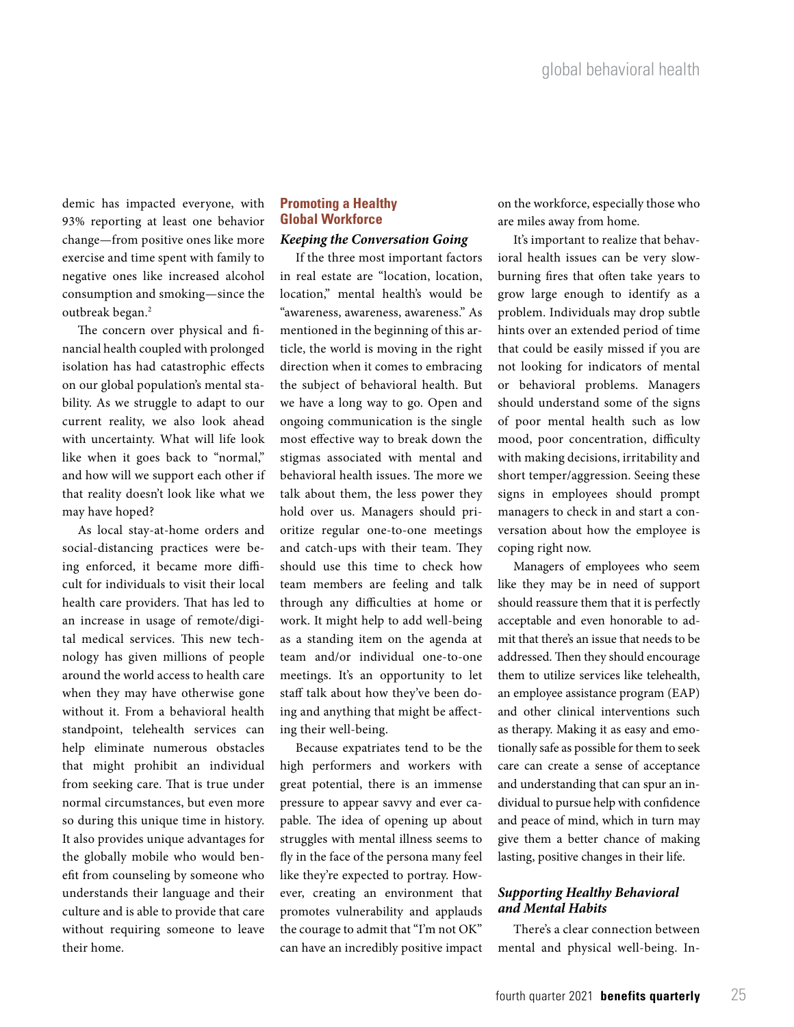demic has impacted everyone, with 93% reporting at least one behavior change—from positive ones like more exercise and time spent with family to negative ones like increased alcohol consumption and smoking—since the outbreak began.[2]

The concern over physical and financial health coupled with prolonged isolation has had catastrophic effects on our global population's mental stability. As we struggle to adapt to our current reality, we also look ahead with uncertainty. What will life look like when it goes back to "normal," and how will we support each other if that reality doesn't look like what we may have hoped?

As local stay-at-home orders and social-distancing practices were being enforced, it became more difficult for individuals to visit their local health care providers. That has led to an increase in usage of remote/digital medical services. This new technology has given millions of people around the world access to health care when they may have otherwise gone without it. From a behavioral health standpoint, telehealth services can help eliminate numerous obstacles that might prohibit an individual from seeking care. That is true under normal circumstances, but even more so during this unique time in history. It also provides unique advantages for the globally mobile who would benefit from counseling by someone who understands their language and their culture and is able to provide that care without requiring someone to leave their home.

## Promoting a Healthy Global Workforce

### *Keeping the Conversation Going*

If the three most important factors in real estate are "location, location, location," mental health's would be "awareness, awareness, awareness." As mentioned in the beginning of this article, the world is moving in the right direction when it comes to embracing the subject of behavioral health. But we have a long way to go. Open and ongoing communication is the single most effective way to break down the stigmas associated with mental and behavioral health issues. The more we talk about them, the less power they hold over us. Managers should prioritize regular one-to-one meetings and catch-ups with their team. They should use this time to check how team members are feeling and talk through any difficulties at home or work. It might help to add well-being as a standing item on the agenda at team and/or individual one-to-one meetings. It's an opportunity to let staff talk about how they've been doing and anything that might be affecting their well-being.

Because expatriates tend to be the high performers and workers with great potential, there is an immense pressure to appear savvy and ever capable. The idea of opening up about struggles with mental illness seems to fly in the face of the persona many feel like they're expected to portray. However, creating an environment that promotes vulnerability and applauds the courage to admit that "I'm not OK" can have an incredibly positive impact on the workforce, especially those who are miles away from home.

It's important to realize that behavioral health issues can be very slow-burning fires that often take years to grow large enough to identify as a problem. Individuals may drop subtle hints over an extended period of time that could be easily missed if you are not looking for indicators of mental or behavioral problems. Managers should understand some of the signs of poor mental health such as low mood, poor concentration, difficulty with making decisions, irritability and short temper/aggression. Seeing these signs in employees should prompt managers to check in and start a conversation about how the employee is coping right now.

Managers of employees who seem like they may be in need of support should reassure them that it is perfectly acceptable and even honorable to admit that there's an issue that needs to be addressed. Then they should encourage them to utilize services like telehealth, an employee assistance program (EAP) and other clinical interventions such as therapy. Making it as easy and emotionally safe as possible for them to seek care can create a sense of acceptance and understanding that can spur an individual to pursue help with confidence and peace of mind, which in turn may give them a better chance of making lasting, positive changes in their life.

### *Supporting Healthy Behavioral and Mental Habits*

There's a clear connection between mental and physical well-being. In-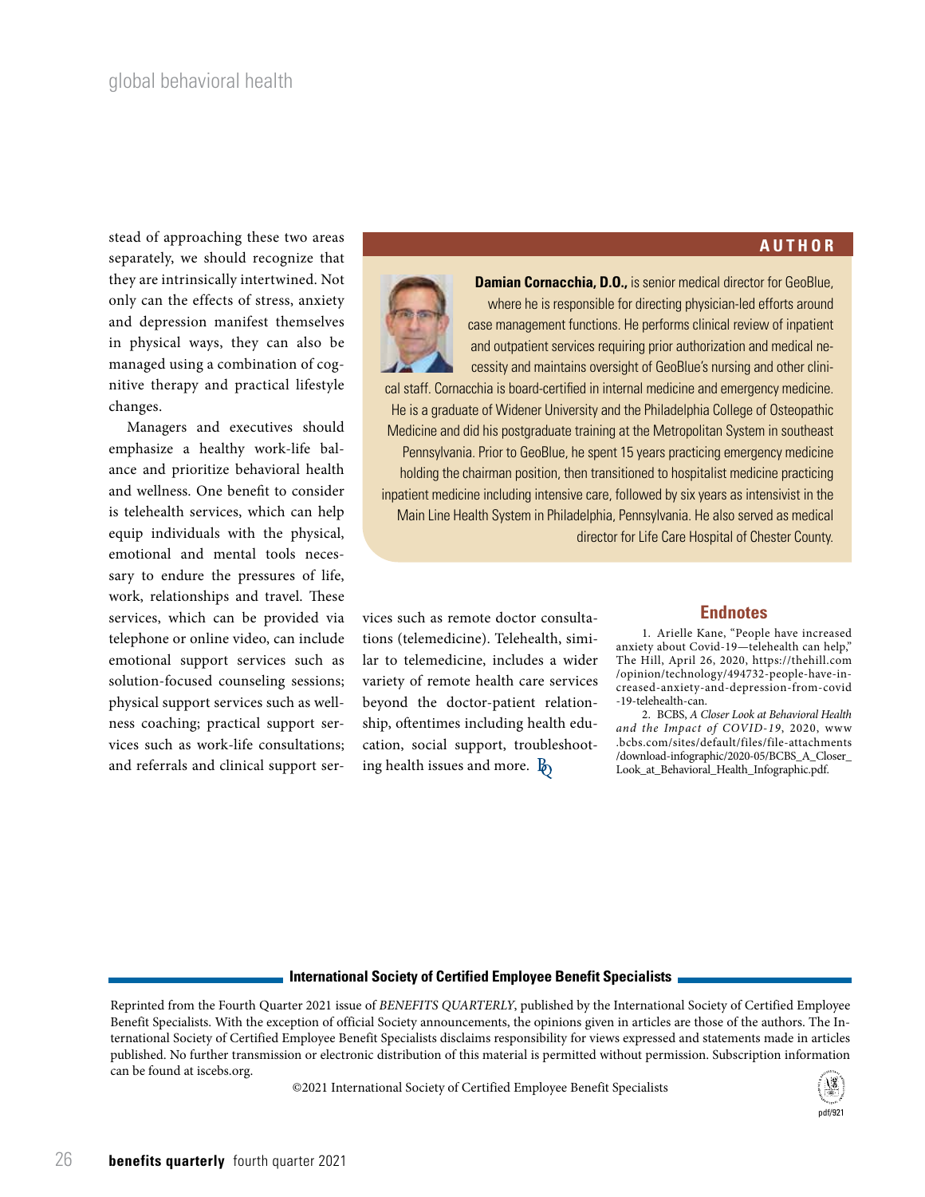stead of approaching these two areas separately, we should recognize that they are intrinsically intertwined. Not only can the effects of stress, anxiety and depression manifest themselves in physical ways, they can also be managed using a combination of cognitive therapy and practical lifestyle changes.

Managers and executives should emphasize a healthy work-life balance and prioritize behavioral health and wellness. One benefit to consider is telehealth services, which can help equip individuals with the physical, emotional and mental tools necessary to endure the pressures of life, work, relationships and travel. These services, which can be provided via telephone or online video, can include emotional support services such as solution-focused counseling sessions; physical support services such as wellness coaching; practical support services such as work-life consultations; and referrals and clinical support services such as remote doctor consultations (telemedicine). Telehealth, similar to telemedicine, includes a wider variety of remote health care services beyond the doctor-patient relationship, oftentimes including health education, social support, troubleshooting health issues and more.

## AUTHOR

**Damian Cornacchia, D.O.,** is senior medical director for GeoBlue, where he is responsible for directing physician-led efforts around case management functions. He performs clinical review of inpatient and outpatient services requiring prior authorization and medical necessity and maintains oversight of GeoBlue's nursing and other clinical staff. Cornacchia is board-certified in internal medicine and emergency medicine. He is a graduate of Widener University and the Philadelphia College of Osteopathic Medicine and did his postgraduate training at the Metropolitan System in southeast Pennsylvania. Prior to GeoBlue, he spent 15 years practicing emergency medicine holding the chairman position, then transitioned to hospitalist medicine practicing inpatient medicine including intensive care, followed by six years as intensivist in the Main Line Health System in Philadelphia, Pennsylvania. He also served as medical director for Life Care Hospital of Chester County.

## Endnotes

1. Arielle Kane, "People have increased anxiety about Covid-19—telehealth can help," The Hill, April 26, 2020, https://thehill.com/opinion/technology/494732-people-have-increased-anxiety-and-depression-from-covid-19-telehealth-can.
2. BCBS, *A Closer Look at Behavioral Health and the Impact of COVID-19*, 2020, www.bcbs.com/sites/default/files/file-attachments/download-infographic/2020-05/BCBS_A_Closer_Look_at_Behavioral_Health_Infographic.pdf.

**International Society of Certified Employee Benefit Specialists**

Reprinted from the Fourth Quarter 2021 issue of *BENEFITS QUARTERLY*, published by the International Society of Certified Employee Benefit Specialists. With the exception of official Society announcements, the opinions given in articles are those of the authors. The International Society of Certified Employee Benefit Specialists disclaims responsibility for views expressed and statements made in articles published. No further transmission or electronic distribution of this material is permitted without permission. Subscription information can be found at iscebs.org.

©2021 International Society of Certified Employee Benefit Specialists

pdf/921